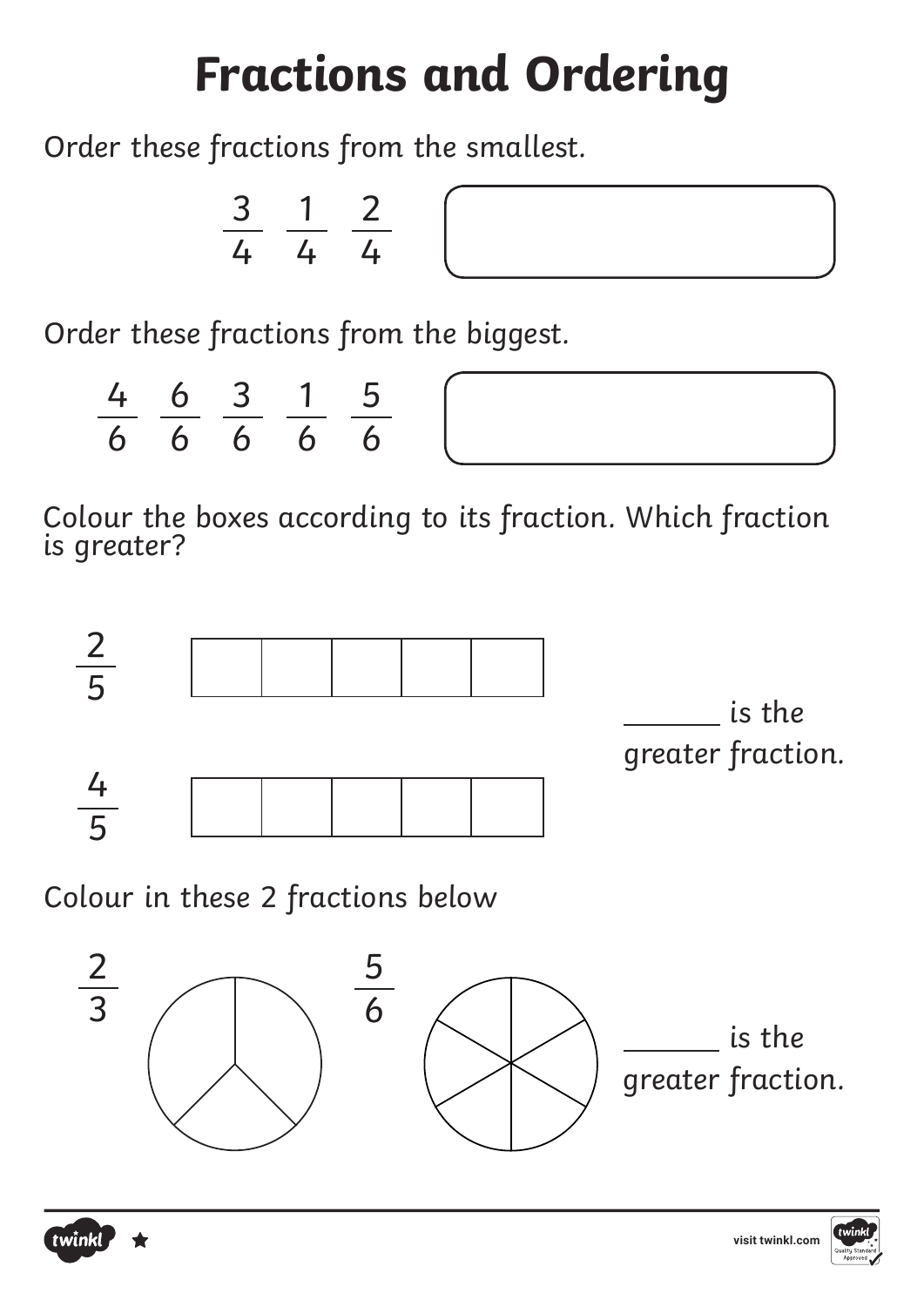# Fractions and Ordering

Order these fractions from the smallest.

$\frac{3}{4}$ $\frac{1}{4}$ $\frac{2}{4}$

Order these fractions from the biggest.

$\frac{4}{6}$ $\frac{6}{6}$ $\frac{3}{6}$ $\frac{1}{6}$ $\frac{5}{6}$

Colour the boxes according to its fraction. Which fraction is greater?

$\frac{2}{5}$

$\frac{4}{5}$

_______ is the greater fraction.

Colour in these 2 fractions below

$\frac{2}{3}$ $\frac{5}{6}$

_______ is the greater fraction.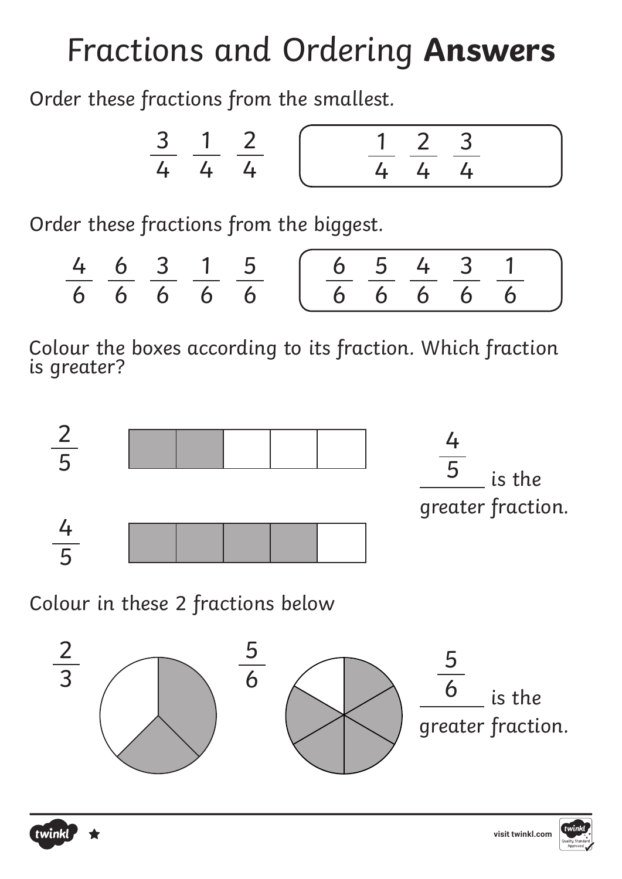# Fractions and Ordering **Answers**

Order these fractions from the smallest.

$\frac{3}{4}$ $\frac{1}{4}$ $\frac{2}{4}$

$\frac{1}{4}$ $\frac{2}{4}$ $\frac{3}{4}$

Order these fractions from the biggest.

$\frac{4}{6}$ $\frac{6}{6}$ $\frac{3}{6}$ $\frac{1}{6}$ $\frac{5}{6}$

$\frac{6}{6}$ $\frac{5}{6}$ $\frac{4}{6}$ $\frac{3}{6}$ $\frac{1}{6}$

Colour the boxes according to its fraction. Which fraction is greater?

$\frac{2}{5}$

$\frac{4}{5}$

$\frac{4}{5}$ is the greater fraction.

Colour in these 2 fractions below

$\frac{2}{3}$ $\frac{5}{6}$

$\frac{5}{6}$ is the greater fraction.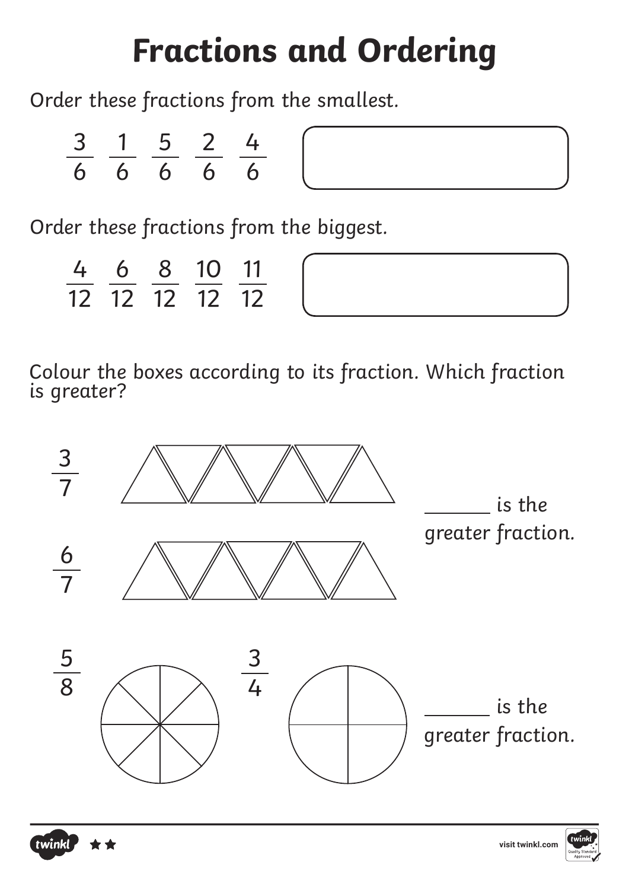# Fractions and Ordering

Order these fractions from the smallest.

$\frac{3}{6}$ $\frac{1}{6}$ $\frac{5}{6}$ $\frac{2}{6}$ $\frac{4}{6}$

Order these fractions from the biggest.

$\frac{4}{12}$ $\frac{6}{12}$ $\frac{8}{12}$ $\frac{10}{12}$ $\frac{11}{12}$

Colour the boxes according to its fraction. Which fraction is greater?

$\frac{3}{7}$

$\frac{6}{7}$

______ is the greater fraction.

$\frac{5}{8}$ $\frac{3}{4}$

______ is the greater fraction.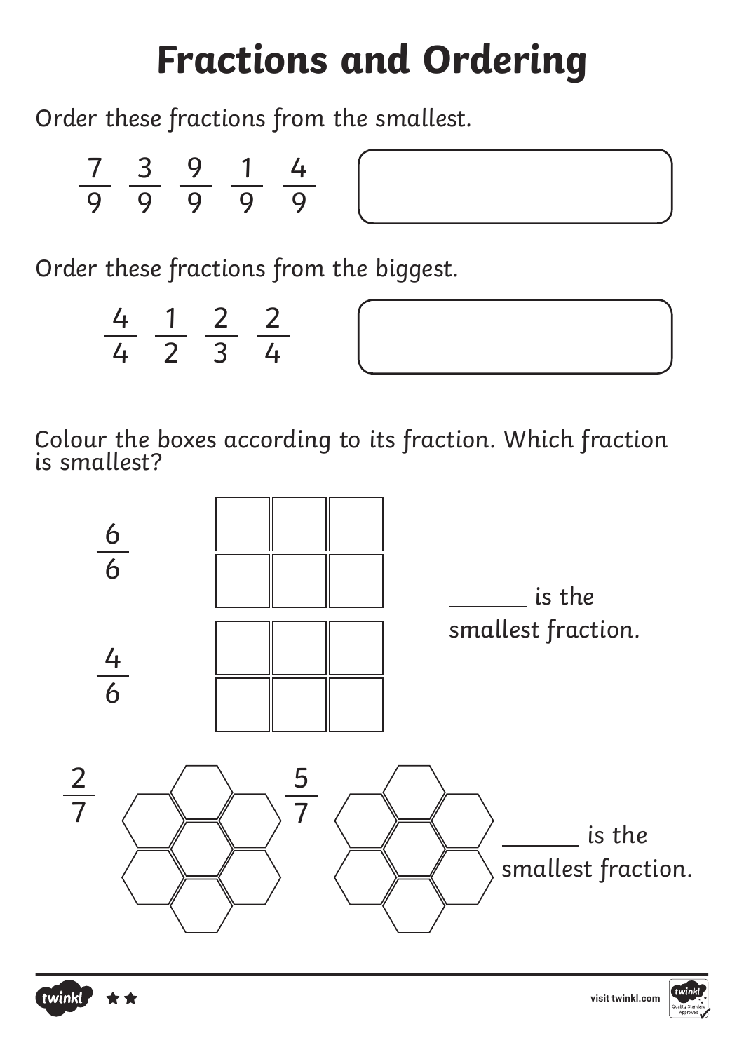# Fractions and Ordering

Order these fractions from the smallest.

$\frac{7}{9}$ $\frac{3}{9}$ $\frac{9}{9}$ $\frac{1}{9}$ $\frac{4}{9}$

Order these fractions from the biggest.

$\frac{4}{4}$ $\frac{1}{2}$ $\frac{2}{3}$ $\frac{2}{4}$

Colour the boxes according to its fraction. Which fraction is smallest?

$\frac{6}{6}$

$\frac{4}{6}$

______ is the smallest fraction.

$\frac{2}{7}$ $\frac{5}{7}$

______ is the smallest fraction.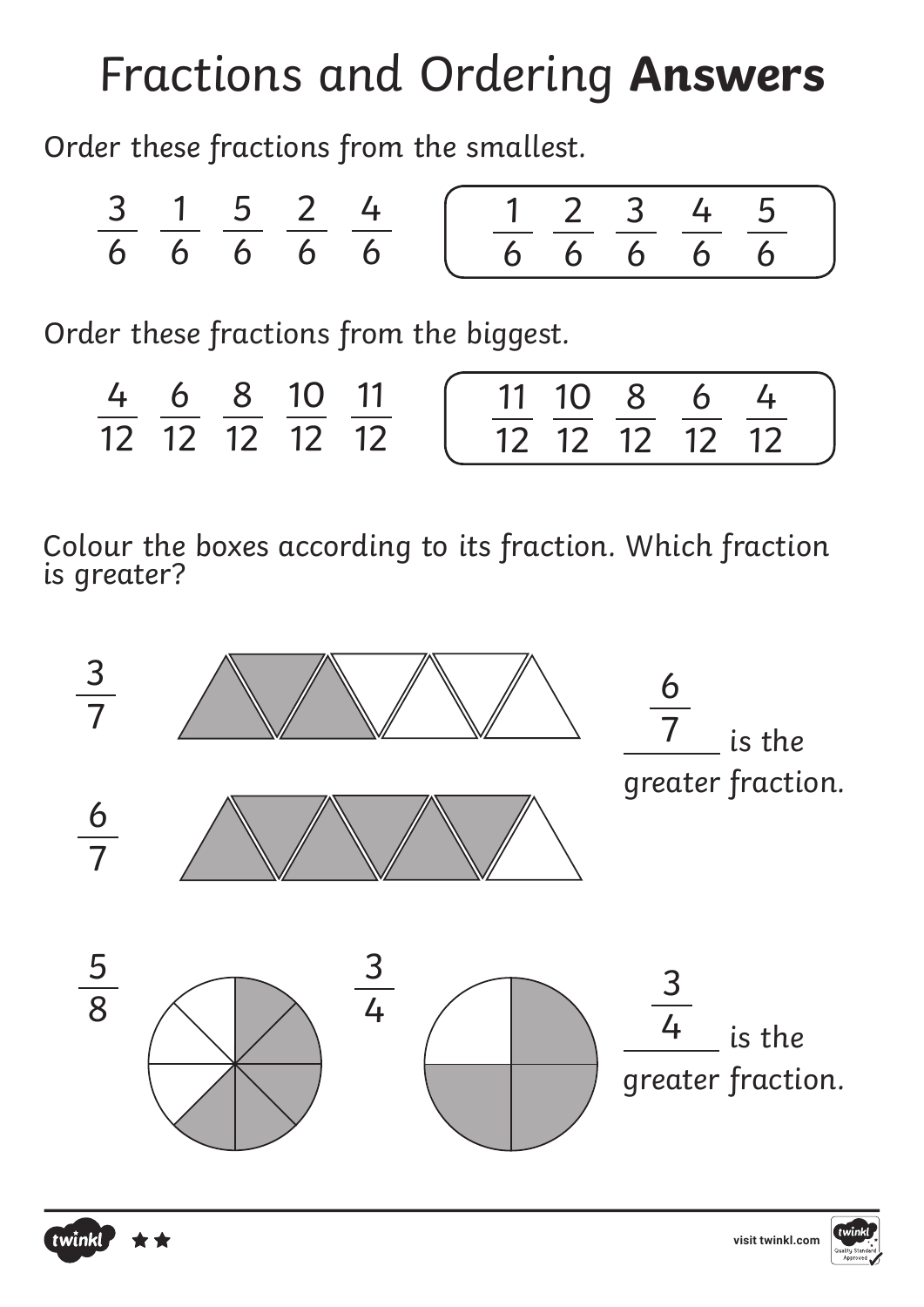# Fractions and Ordering **Answers**

Order these fractions from the smallest.

$\frac{3}{6}$ $\frac{1}{6}$ $\frac{5}{6}$ $\frac{2}{6}$ $\frac{4}{6}$

$\frac{1}{6}$ $\frac{2}{6}$ $\frac{3}{6}$ $\frac{4}{6}$ $\frac{5}{6}$

Order these fractions from the biggest.

$\frac{4}{12}$ $\frac{6}{12}$ $\frac{8}{12}$ $\frac{10}{12}$ $\frac{11}{12}$

$\frac{11}{12}$ $\frac{10}{12}$ $\frac{8}{12}$ $\frac{6}{12}$ $\frac{4}{12}$

Colour the boxes according to its fraction. Which fraction is greater?

$\frac{3}{7}$

$\frac{6}{7}$

$\frac{6}{7}$ is the greater fraction.

$\frac{5}{8}$ $\frac{3}{4}$

$\frac{3}{4}$ is the greater fraction.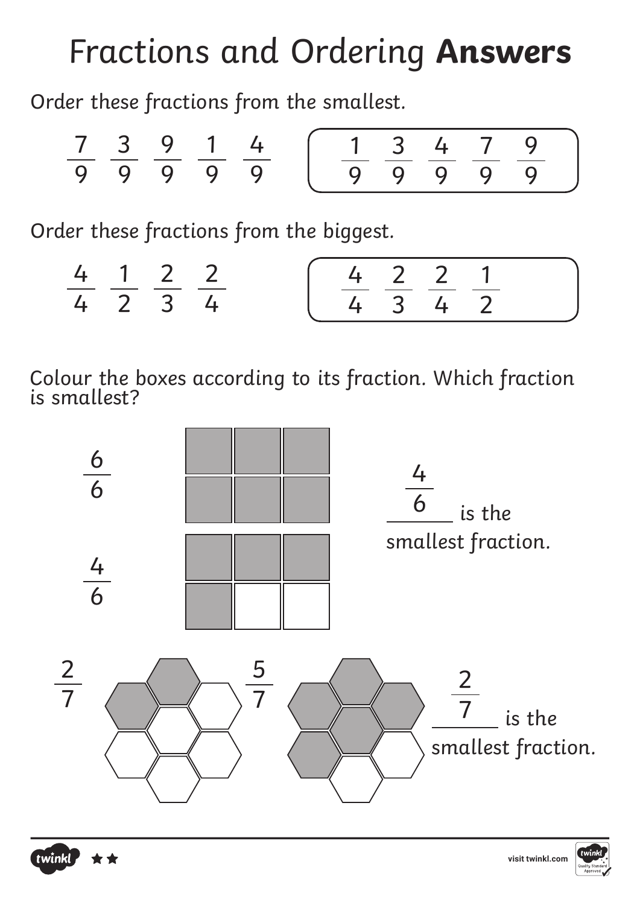# Fractions and Ordering **Answers**

Order these fractions from the smallest.

$\frac{7}{9}$ $\frac{3}{9}$ $\frac{9}{9}$ $\frac{1}{9}$ $\frac{4}{9}$

$\frac{1}{9}$ $\frac{3}{9}$ $\frac{4}{9}$ $\frac{7}{9}$ $\frac{9}{9}$

Order these fractions from the biggest.

$\frac{4}{4}$ $\frac{1}{2}$ $\frac{2}{3}$ $\frac{2}{4}$

$\frac{4}{4}$ $\frac{2}{3}$ $\frac{2}{4}$ $\frac{1}{2}$

Colour the boxes according to its fraction. Which fraction is smallest?

$\frac{6}{6}$

$\frac{4}{6}$

$\frac{4}{6}$ is the smallest fraction.

$\frac{2}{7}$ $\frac{5}{7}$

$\frac{2}{7}$ is the smallest fraction.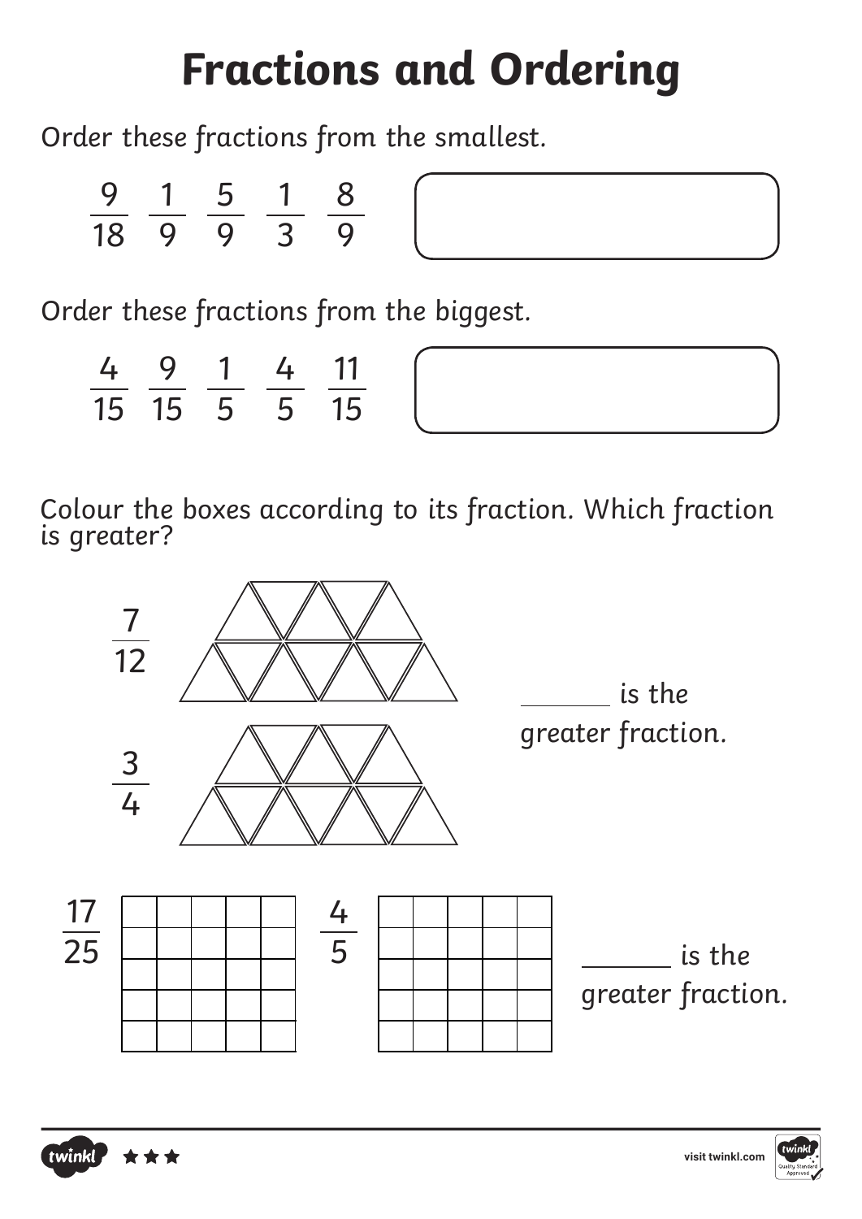# Fractions and Ordering

Order these fractions from the smallest.

$\frac{9}{18}$ $\frac{1}{9}$ $\frac{5}{9}$ $\frac{1}{3}$ $\frac{8}{9}$

Order these fractions from the biggest.

$\frac{4}{15}$ $\frac{9}{15}$ $\frac{1}{5}$ $\frac{4}{5}$ $\frac{11}{15}$

Colour the boxes according to its fraction. Which fraction is greater?

$\frac{7}{12}$

$\frac{3}{4}$

______ is the greater fraction.

$\frac{17}{25}$

$\frac{4}{5}$

______ is the greater fraction.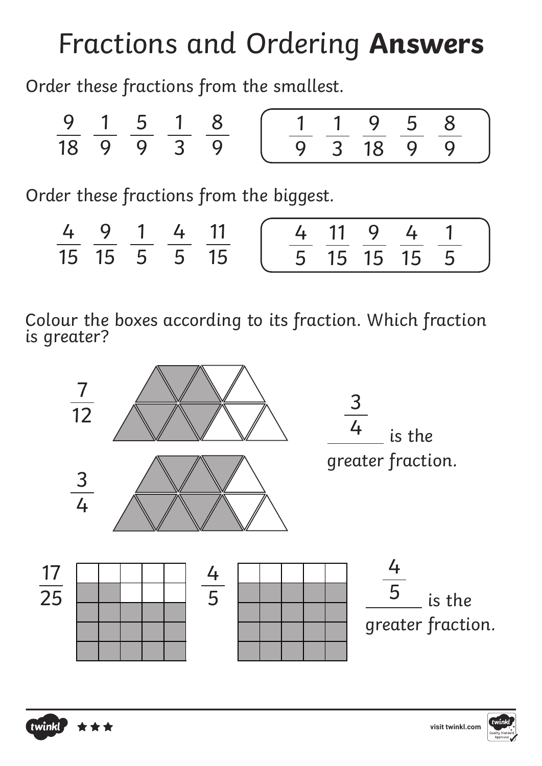# Fractions and Ordering **Answers**

Order these fractions from the smallest.

$\frac{9}{18}$ $\frac{1}{9}$ $\frac{5}{9}$ $\frac{1}{3}$ $\frac{8}{9}$

$\frac{1}{9}$ $\frac{1}{3}$ $\frac{9}{18}$ $\frac{5}{9}$ $\frac{8}{9}$

Order these fractions from the biggest.

$\frac{4}{15}$ $\frac{9}{15}$ $\frac{1}{5}$ $\frac{4}{5}$ $\frac{11}{15}$

$\frac{4}{5}$ $\frac{11}{15}$ $\frac{9}{15}$ $\frac{4}{15}$ $\frac{1}{5}$

Colour the boxes according to its fraction. Which fraction is greater?

$\frac{7}{12}$

$\frac{3}{4}$

$\frac{3}{4}$ is the greater fraction.

$\frac{17}{25}$

$\frac{4}{5}$

$\frac{4}{5}$ is the greater fraction.